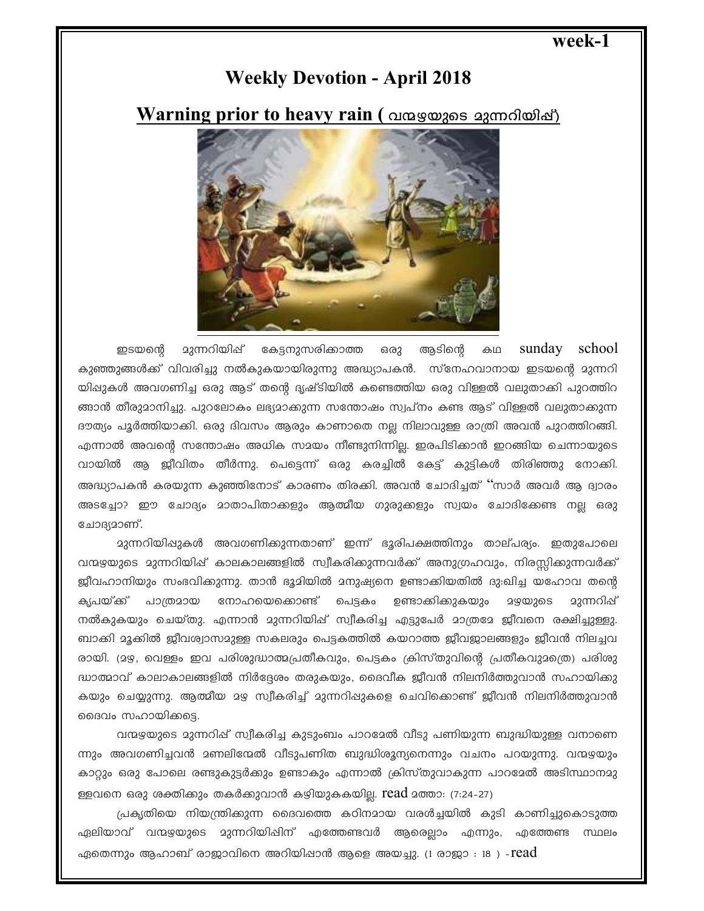week-1

# Weekly Devotion - April 2018

## Warning prior to heavy rain ( വന്മഴയുടെ മുന്നറിയിപ്പ്)

ഇടയന്റെ മുന്നറിയിപ്പ് കേട്ടനുസരിക്കാത്ത ഒരു ആടിന്റെ കഥ sunday school കുഞ്ഞുങ്ങൾക്ക് വിവരിച്ചു നൽകുകയായിരുന്നു അദ്ധ്യാപകൻ. സ്നേഹവാനായ ഇടയന്റെ മുന്നറിയിപ്പുകൾ അവഗണിച്ച ഒരു ആട് തന്റെ ദൃഷ്ടിയിൽ കണ്ടെത്തിയ ഒരു വിള്ളൽ വലുതാക്കി പുറത്തിറങ്ങാൻ തീരുമാനിച്ചു. പുറലോകം ലഭ്യമാക്കുന്ന സന്തോഷം സ്വപ്നം കണ്ട ആട് വിള്ളൽ വലുതാക്കുന്ന ദൗത്യം പൂർത്തിയാക്കി. ഒരു ദിവസം ആരും കാണാതെ നല്ല നിലാവുള്ള രാത്രി അവൻ പുറത്തിറങ്ങി. എന്നാൽ അവന്റെ സന്തോഷം അധിക സമയം നീണ്ടുനിന്നില്ല. ഇരപിടിക്കാൻ ഇറങ്ങിയ ചെന്നായുടെ വായിൽ ആ ജീവിതം തീർന്നു. പെട്ടെന്ന് ഒരു കരച്ചിൽ കേട്ട് കുട്ടികൾ തിരിഞ്ഞു നോക്കി. അദ്ധ്യാപകൻ കരയുന്ന കുഞ്ഞിനോട് കാരണം തിരക്കി. അവൻ ചോദിച്ചത് "സാർ അവർ ആ ദ്വാരം അടച്ചോ? ഈ ചോദ്യം മാതാപിതാക്കളും ആത്മീയ ഗുരുക്കളും സ്വയം ചോദിക്കേണ്ട നല്ല ഒരു ചോദ്യമാണ്.

മുന്നറിയിപ്പുകൾ അവഗണിക്കുന്നതാണ് ഇന്ന് ഭൂരിപക്ഷത്തിനും താല്പര്യം. ഇതുപോലെ വന്മഴയുടെ മുന്നറിയിപ്പ് കാലകാലങ്ങളിൽ സ്വീകരിക്കുന്നവർക്ക് അനുഗ്രഹവും, നിരസ്സിക്കുന്നവർക്ക് ജീവഹാനിയും സംഭവിക്കുന്നു. താൻ ഭൂമിയിൽ മനുഷ്യനെ ഉണ്ടാക്കിയതിൽ ദു:ഖിച്ച യഹോവ തന്റെ കൃപയ്ക്ക് പാത്രമായ നോഹയെക്കൊണ്ട് പെട്ടകം ഉണ്ടാക്കിക്കുകയും മഴയുടെ മുന്നറിപ്പ് നൽകുകയും ചെയ്തു. എന്നാൽ മുന്നറിയിപ്പ് സ്വീകരിച്ച എട്ടുപേർ മാത്രമേ ജീവനെ രക്ഷിച്ചുള്ളു. ബാക്കി മൂക്കിൽ ജീവശ്വാസമുള്ള സകലരും പെട്ടകത്തിൽ കയറാത്ത ജീവജാലങ്ങളും ജീവൻ നിലച്ചവരായി. (മഴ, വെള്ളം ഇവ പരിശുദ്ധാത്മപ്രതീകവും, പെട്ടകം ക്രിസ്തുവിന്റെ പ്രതീകവുമത്രെ) പരിശുദ്ധാത്മാവ് കാലാകാലങ്ങളിൽ നിർദ്ദേശം തരുകയും, ദൈവീക ജീവൻ നിലനിർത്തുവാൻ സഹായിക്കുകയും ചെയ്യുന്നു. ആത്മീയ മഴ സ്വീകരിച്ച് മുന്നറിപ്പുകളെ ചെവിക്കൊണ്ട് ജീവൻ നിലനിർത്തുവാൻ ദൈവം സഹായിക്കട്ടെ.

വന്മഴയുടെ മുന്നറിപ്പ് സ്വീകരിച്ച കുടുംബം പാറമേൽ വീടു പണിയുന്ന ബുദ്ധിയുള്ള വനാണെന്നും അവഗണിച്ചവൻ മണലിന്മേൽ വീടുപണിത ബുദ്ധിശൂന്യനെന്നും വചനം പറയുന്നു. വന്മഴയും കാറ്റും ഒരു പോലെ രണ്ടുകൂട്ടർക്കും ഉണ്ടാകും എന്നാൽ ക്രിസ്തുവാകുന്ന പാറമേൽ അടിസ്ഥാനമുള്ളവനെ ഒരു ശക്തിക്കും തകർക്കുവാൻ കഴിയുകകയില്ല. read മത്താ: (7:24-27)

പ്രകൃതിയെ നിയന്ത്രിക്കുന്ന ദൈവത്തെ കഠിനമായ വരൾച്ചയിൽ കുടി കാണിച്ചുകൊടുത്ത ഏലിയാവ് വന്മഴയുടെ മുന്നറിയിപ്പിന് എത്തേണ്ടവർ ആരെല്ലാം എന്നും, എത്തേണ്ട സ്ഥലം ഏതെന്നും ആഹാബ് രാജാവിനെ അറിയിപ്പാൻ ആളെ അയച്ചു. (1 രാജാ : 18 ) -read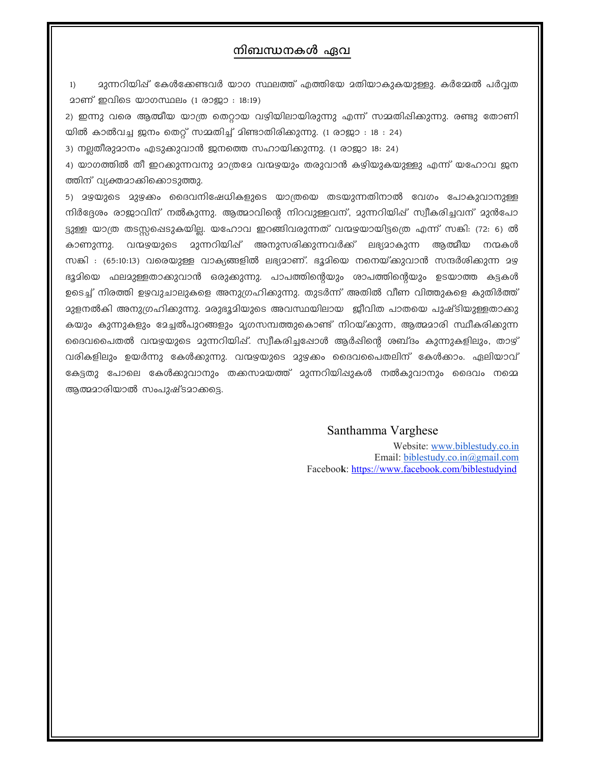## നിബന്ധനകൾ ഏവ

1) മുന്നറിയിപ്പ് കേൾക്കേണ്ടവർ യാഗ സ്ഥലത്ത് എത്തിയേ മതിയാകുകയുള്ളു. കർമ്മേൽ പർവ്വത മാണ് ഇവിടെ യാഗസ്ഥലം (1 രാജാ : 18:19)

2) ഇന്നു വരെ ആത്മീയ യാത്ര തെറ്റായ വഴിയിലായിരുന്നു എന്ന് സമ്മതിപ്പിക്കുന്നു. രണ്ടു തോണി യിൽ കാൽവച്ച ജനം തെറ്റ് സമ്മതിച്ച് മിണ്ടാതിരിക്കുന്നു. (1 രാജാ : 18 : 24)

3) നല്ലതീരുമാനം എടുക്കുവാൻ ജനത്തെ സഹായിക്കുന്നു. (1 രാജാ 18: 24)

4) യാഗത്തിൽ തീ ഇറക്കുന്നവനു മാത്രമേ വന്മഴയും തരുവാൻ കഴിയുകയുള്ളു എന്ന് യഹോവ ജന ത്തിന് വ്യക്തമാക്കിക്കൊടുത്തു.

5) മഴയുടെ മുഴക്കം ദൈവനിഷേധികളുടെ യാത്രയെ തടയുന്നതിനാൽ വേഗം പോകുവാനുള്ള നിർദ്ദേശം രാജാവിന് നൽകുന്നു. ആത്മാവിന്റെ നിറവുള്ളവന്, മുന്നറിയിപ്പ് സ്വീകരിച്ചവന് മുൻപോ ട്ടുള്ള യാത്ര തടസ്സപ്പെടുകയില്ല. യഹോവ ഇറങ്ങിവരുന്നത് വന്മഴയായിട്ടത്രെ എന്ന് സങ്കി: (72: 6) ൽ കാണുന്നു. വന്മഴയുടെ മുന്നറിയിപ്പ് അനുസരിക്കുന്നവർക്ക് ലഭ്യമാകുന്ന ആത്മീയ നന്മകൾ സങ്കി : (65:10:13) വരെയുള്ള വാക്യങ്ങളിൽ ലഭ്യമാണ്. ഭൂമിയെ നനെയ്ക്കുവാൻ സന്ദർശിക്കുന്ന മഴ ഭൂമിയെ ഫലമുള്ളതാക്കുവാൻ ഒരുക്കുന്നു. പാപത്തിന്റെയും ശാപത്തിന്റെയും ഉടയാത്ത കട്ടകൾ ഉടെച്ച് നിരത്തി ഉഴവുചാലുകളെ അനുഗ്രഹിക്കുന്നു. തുടർന്ന് അതിൽ വീണ വിത്തുകളെ കുതിർത്ത് മുളനൽകി അനുഗ്രഹിക്കുന്നു. മരുഭൂമിയുടെ അവസ്ഥയിലായ ജീവിത പാതയെ പുഷ്ടിയുള്ളതാക്കു കയും കുന്നുകളും മേച്ചൽപുറങ്ങളും മൃഗസമ്പത്തുകൊണ്ട് നിറയ്ക്കുന്ന, ആത്മമാരി സ്ഥീകരിക്കുന്ന ദൈവപൈതൽ വന്മഴയുടെ മുന്നറിയിപ്പ്. സ്വീകരിച്ചപ്പോൾ ആർപ്പിന്റെ ശബ്ദം കുന്നുകളിലും, താഴ് വരികളിലും ഉയർന്നു കേൾക്കുന്നു. വന്മഴയുടെ മുഴക്കം ദൈവപൈതലിന് കേൾക്കാം. ഏലിയാവ് കേട്ടതു പോലെ കേൾക്കുവാനും തക്കസമയത്ത് മുന്നറിയിപ്പുകൾ നൽകുവാനും ദൈവം നമ്മെ ആത്മമാരിയാൽ സംപുഷ്ടമാക്കട്ടെ.

Santhamma Varghese

Website: www.biblestudy.co.in
Email: biblestudy.co.in@gmail.com
Facebook: https://www.facebook.com/biblestudyind